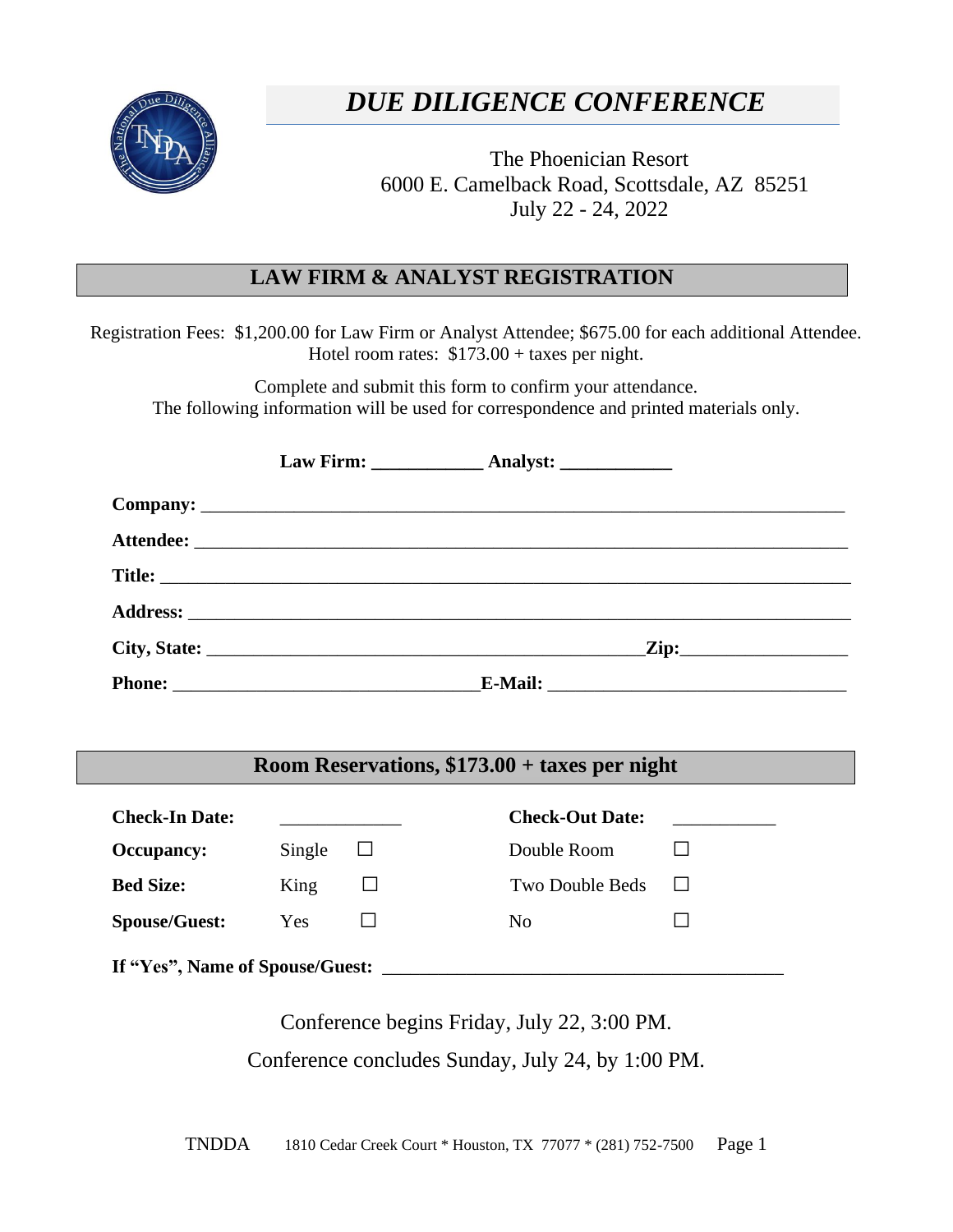# *DUE DILIGENCE CONFERENCE*

The Phoenician Resort
6000 E. Camelback Road, Scottsdale, AZ 85251
July 22 - 24, 2022

## LAW FIRM & ANALYST REGISTRATION

Registration Fees: $1,200.00 for Law Firm or Analyst Attendee; $675.00 for each additional Attendee.
Hotel room rates: $173.00 + taxes per night.

Complete and submit this form to confirm your attendance.
The following information will be used for correspondence and printed materials only.

**Law Firm:** ____________ **Analyst:** ____________

**Company:** ___________________________________________________________________________

**Attendee:** ___________________________________________________________________________

**Title:** ______________________________________________________________________________

**Address:** ____________________________________________________________________________

**City, State:** ________________________________________________**Zip:**__________________

**Phone:** _________________________________**E-Mail:** ________________________________

## Room Reservations, $173.00 + taxes per night

| | | | | |
|---|---|---|---|---|
| **Check-In Date:** | _____________ | | **Check-Out Date:** | ___________ |
| **Occupancy:** | Single | ☐ | Double Room | ☐ |
| **Bed Size:** | King | ☐ | Two Double Beds | ☐ |
| **Spouse/Guest:** | Yes | ☐ | No | ☐ |

**If "Yes", Name of Spouse/Guest:** ___________________________________________

Conference begins Friday, July 22, 3:00 PM.

Conference concludes Sunday, July 24, by 1:00 PM.

TNDDA 1810 Cedar Creek Court * Houston, TX 77077 * (281) 752-7500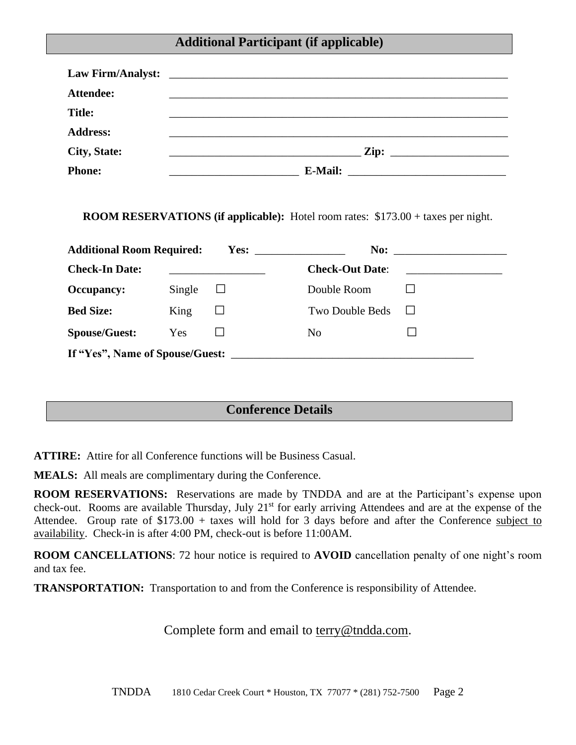## Additional Participant (if applicable)

**Law Firm/Analyst:** ______________________________________________

**Attendee:** ______________________________________________

**Title:** ______________________________________________

**Address:** ______________________________________________

**City, State:** ____________________________ **Zip:** __________________

**Phone:** __________________ **E-Mail:** ______________________

**ROOM RESERVATIONS (if applicable):** Hotel room rates: $173.00 + taxes per night.

**Additional Room Required:** **Yes:** ______________ **No:** __________________

**Check-In Date:** ______________ **Check-Out Date**: ______________

| | | | | |
|---|---|---|---|---|
| **Occupancy:** | Single | ☐ | Double Room | ☐ |
| **Bed Size:** | King | ☐ | Two Double Beds | ☐ |
| **Spouse/Guest:** | Yes | ☐ | No | ☐ |

**If "Yes", Name of Spouse/Guest:** ______________________________________

## Conference Details

**ATTIRE:** Attire for all Conference functions will be Business Casual.

**MEALS:** All meals are complimentary during the Conference.

**ROOM RESERVATIONS:** Reservations are made by TNDDA and are at the Participant's expense upon check-out. Rooms are available Thursday, July 21st for early arriving Attendees and are at the expense of the Attendee. Group rate of $173.00 + taxes will hold for 3 days before and after the Conference subject to availability. Check-in is after 4:00 PM, check-out is before 11:00AM.

**ROOM CANCELLATIONS**: 72 hour notice is required to **AVOID** cancellation penalty of one night's room and tax fee.

**TRANSPORTATION:** Transportation to and from the Conference is responsibility of Attendee.

Complete form and email to terry@tndda.com.

TNDDA 1810 Cedar Creek Court * Houston, TX 77077 * (281) 752-7500